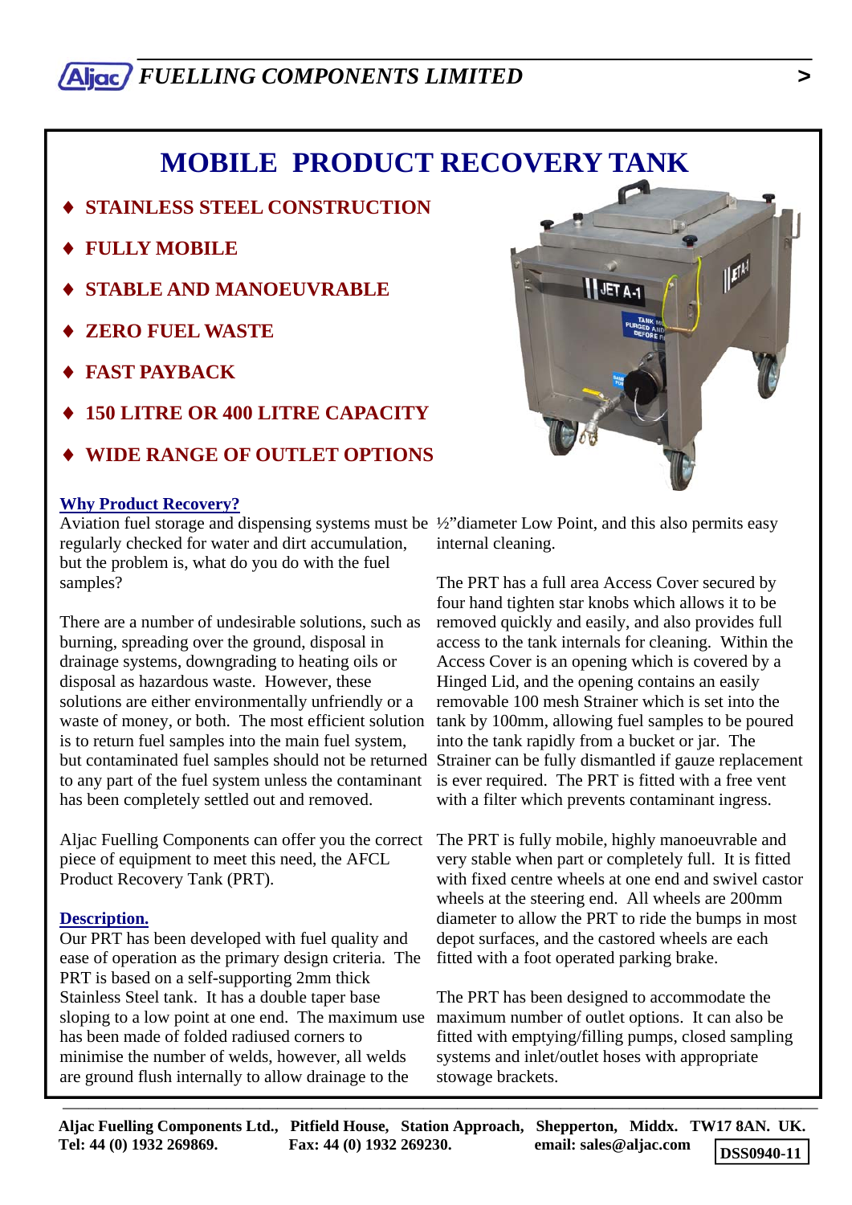# MOBILE PRODUCT RECOVERY TANK

- **STAINLESS STEEL CONSTRUCTION**
- **FULLY MOBILE**
- **STABLE AND MANOEUVRABLE**
- **ZERO FUEL WASTE**
- **FAST PAYBACK**
- **150 LITRE OR 400 LITRE CAPACITY**
- **WIDE RANGE OF OUTLET OPTIONS**

## Why Product Recovery?

Aviation fuel storage and dispensing systems must be regularly checked for water and dirt accumulation, but the problem is, what do you do with the fuel samples?

There are a number of undesirable solutions, such as burning, spreading over the ground, disposal in drainage systems, downgrading to heating oils or disposal as hazardous waste. However, these solutions are either environmentally unfriendly or a waste of money, or both. The most efficient solution is to return fuel samples into the main fuel system, but contaminated fuel samples should not be returned to any part of the fuel system unless the contaminant has been completely settled out and removed.

Aljac Fuelling Components can offer you the correct piece of equipment to meet this need, the AFCL Product Recovery Tank (PRT).

## Description.

Our PRT has been developed with fuel quality and ease of operation as the primary design criteria. The PRT is based on a self-supporting 2mm thick Stainless Steel tank. It has a double taper base sloping to a low point at one end. The maximum use has been made of folded radiused corners to minimise the number of welds, however, all welds are ground flush internally to allow drainage to the ½"diameter Low Point, and this also permits easy internal cleaning.

The PRT has a full area Access Cover secured by four hand tighten star knobs which allows it to be removed quickly and easily, and also provides full access to the tank internals for cleaning. Within the Access Cover is an opening which is covered by a Hinged Lid, and the opening contains an easily removable 100 mesh Strainer which is set into the tank by 100mm, allowing fuel samples to be poured into the tank rapidly from a bucket or jar. The Strainer can be fully dismantled if gauze replacement is ever required. The PRT is fitted with a free vent with a filter which prevents contaminant ingress.

The PRT is fully mobile, highly manoeuvrable and very stable when part or completely full. It is fitted with fixed centre wheels at one end and swivel castor wheels at the steering end. All wheels are 200mm diameter to allow the PRT to ride the bumps in most depot surfaces, and the castored wheels are each fitted with a foot operated parking brake.

The PRT has been designed to accommodate the maximum number of outlet options. It can also be fitted with emptying/filling pumps, closed sampling systems and inlet/outlet hoses with appropriate stowage brackets.

**Aljac Fuelling Components Ltd., Pitfield House, Station Approach, Shepperton, Middx. TW17 8AN. UK.**
**Tel: 44 (0) 1932 269869. Fax: 44 (0) 1932 269230. email: sales@aljac.com**

**DSS0940-11**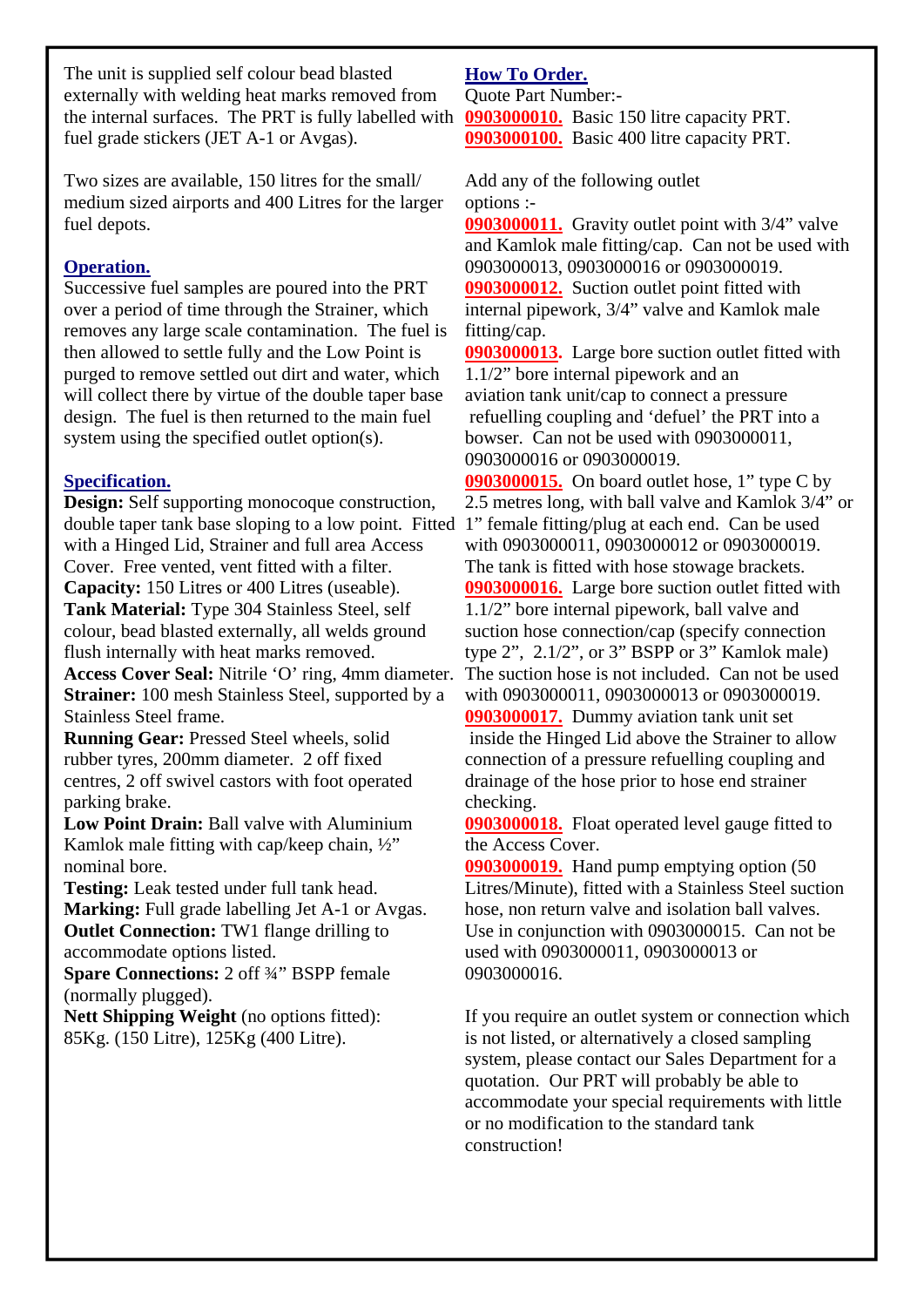The unit is supplied self colour bead blasted externally with welding heat marks removed from the internal surfaces. The PRT is fully labelled with fuel grade stickers (JET A-1 or Avgas).

Two sizes are available, 150 litres for the small/ medium sized airports and 400 Litres for the larger fuel depots.

## Operation.

Successive fuel samples are poured into the PRT over a period of time through the Strainer, which removes any large scale contamination. The fuel is then allowed to settle fully and the Low Point is purged to remove settled out dirt and water, which will collect there by virtue of the double taper base design. The fuel is then returned to the main fuel system using the specified outlet option(s).

## Specification.

**Design:** Self supporting monocoque construction, double taper tank base sloping to a low point. Fitted with a Hinged Lid, Strainer and full area Access Cover. Free vented, vent fitted with a filter.
**Capacity:** 150 Litres or 400 Litres (useable).
**Tank Material:** Type 304 Stainless Steel, self colour, bead blasted externally, all welds ground flush internally with heat marks removed.
**Access Cover Seal:** Nitrile ‘O’ ring, 4mm diameter.
**Strainer:** 100 mesh Stainless Steel, supported by a Stainless Steel frame.
**Running Gear:** Pressed Steel wheels, solid rubber tyres, 200mm diameter. 2 off fixed centres, 2 off swivel castors with foot operated parking brake.
**Low Point Drain:** Ball valve with Aluminium Kamlok male fitting with cap/keep chain, ½” nominal bore.
**Testing:** Leak tested under full tank head.
**Marking:** Full grade labelling Jet A-1 or Avgas.
**Outlet Connection:** TW1 flange drilling to accommodate options listed.
**Spare Connections:** 2 off ¾” BSPP female (normally plugged).
**Nett Shipping Weight** (no options fitted): 85Kg. (150 Litre), 125Kg (400 Litre).

## How To Order.

Quote Part Number:-
**0903000010.** Basic 150 litre capacity PRT.
**0903000100.** Basic 400 litre capacity PRT.

Add any of the following outlet options :-
**0903000011.** Gravity outlet point with 3/4” valve and Kamlok male fitting/cap. Can not be used with 0903000013, 0903000016 or 0903000019.
**0903000012.** Suction outlet point fitted with internal pipework, 3/4” valve and Kamlok male fitting/cap.
**0903000013.** Large bore suction outlet fitted with 1.1/2” bore internal pipework and an aviation tank unit/cap to connect a pressure refuelling coupling and ‘defuel’ the PRT into a bowser. Can not be used with 0903000011, 0903000016 or 0903000019.
**0903000015.** On board outlet hose, 1” type C by 2.5 metres long, with ball valve and Kamlok 3/4” or 1” female fitting/plug at each end. Can be used with 0903000011, 0903000012 or 0903000019. The tank is fitted with hose stowage brackets.
**0903000016.** Large bore suction outlet fitted with 1.1/2” bore internal pipework, ball valve and suction hose connection/cap (specify connection type 2”, 2.1/2”, or 3” BSPP or 3” Kamlok male) The suction hose is not included. Can not be used with 0903000011, 0903000013 or 0903000019.
**0903000017.** Dummy aviation tank unit set inside the Hinged Lid above the Strainer to allow connection of a pressure refuelling coupling and drainage of the hose prior to hose end strainer checking.
**0903000018.** Float operated level gauge fitted to the Access Cover.
**0903000019.** Hand pump emptying option (50 Litres/Minute), fitted with a Stainless Steel suction hose, non return valve and isolation ball valves. Use in conjunction with 0903000015. Can not be used with 0903000011, 0903000013 or 0903000016.

If you require an outlet system or connection which is not listed, or alternatively a closed sampling system, please contact our Sales Department for a quotation. Our PRT will probably be able to accommodate your special requirements with little or no modification to the standard tank construction!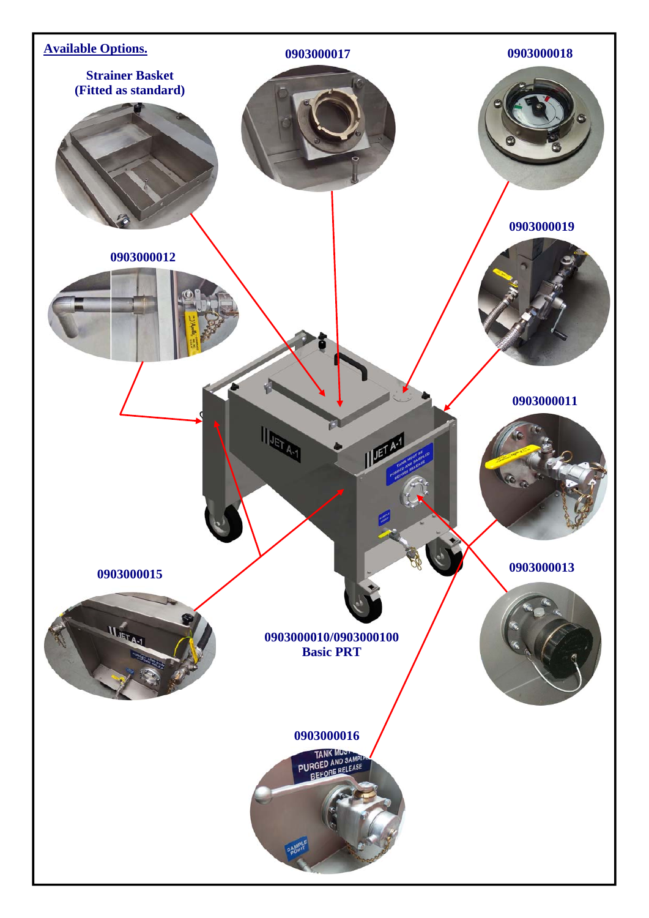## Available Options.

**Strainer Basket (Fitted as standard)**

**0903000017**

**0903000018**

**0903000019**

**0903000012**

**0903000011**

**0903000015**

**0903000013**

**0903000010/0903000100 Basic PRT**

**0903000016**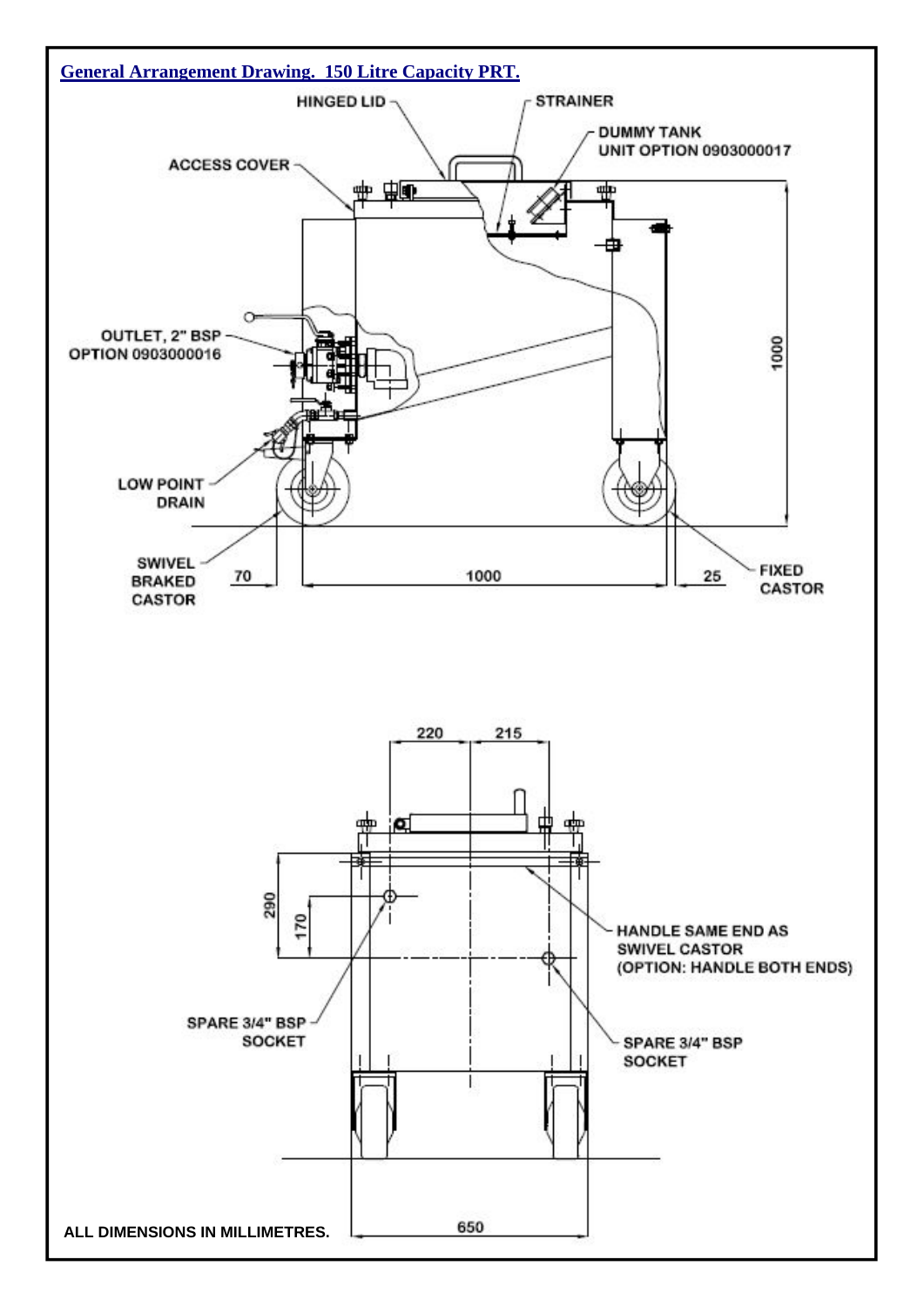## General Arrangement Drawing. 150 Litre Capacity PRT.

HINGED LID

STRAINER

DUMMY TANK UNIT OPTION 0903000017

ACCESS COVER

OUTLET, 2" BSP OPTION 0903000016

1000

LOW POINT DRAIN

SWIVEL BRAKED CASTOR

70

1000

25

FIXED CASTOR

220

215

290

170

HANDLE SAME END AS SWIVEL CASTOR (OPTION: HANDLE BOTH ENDS)

SPARE 3/4" BSP SOCKET

SPARE 3/4" BSP SOCKET

650

**ALL DIMENSIONS IN MILLIMETRES.**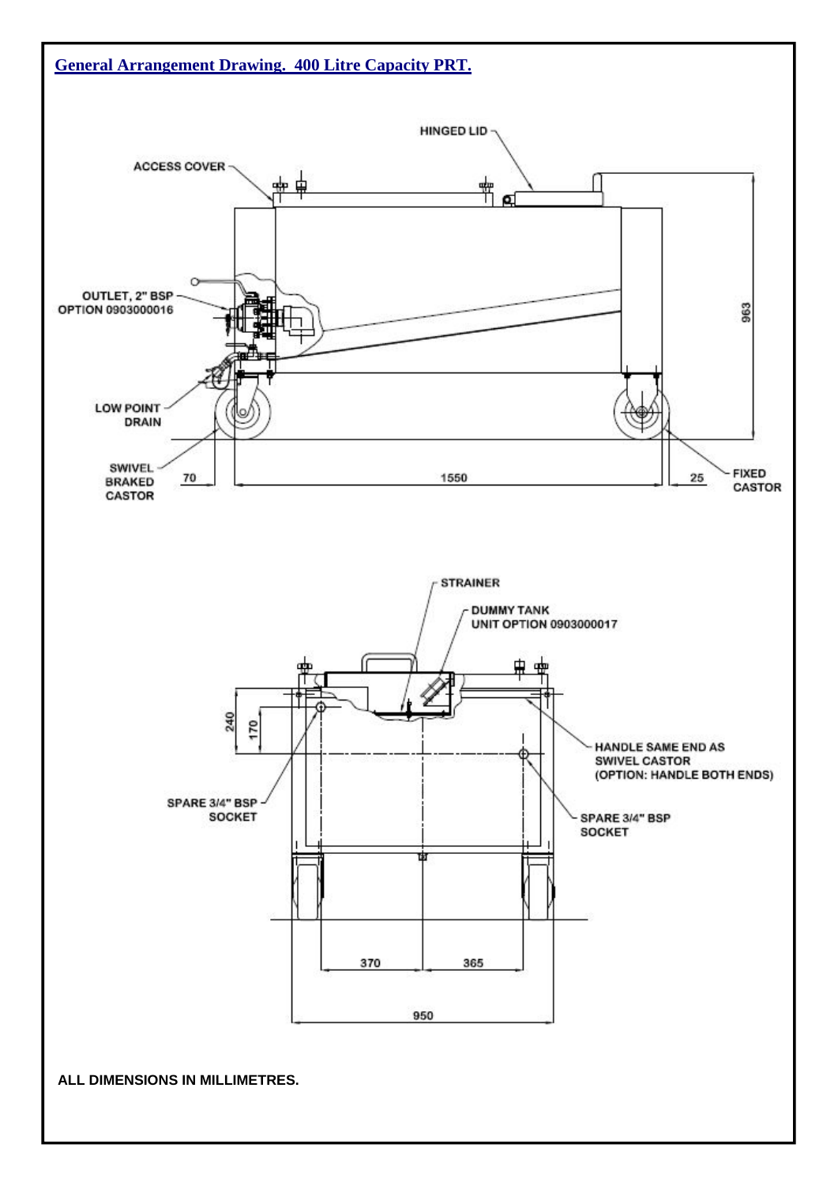## General Arrangement Drawing. 400 Litre Capacity PRT.

HINGED LID

ACCESS COVER

OUTLET, 2" BSP
OPTION 0903000016

963

LOW POINT
DRAIN

SWIVEL
BRAKED
CASTOR

70

1550

25

FIXED
CASTOR

STRAINER

DUMMY TANK
UNIT OPTION 0903000017

240

170

HANDLE SAME END AS
SWIVEL CASTOR
(OPTION: HANDLE BOTH ENDS)

SPARE 3/4" BSP
SOCKET

SPARE 3/4" BSP
SOCKET

370

365

950

**ALL DIMENSIONS IN MILLIMETRES.**